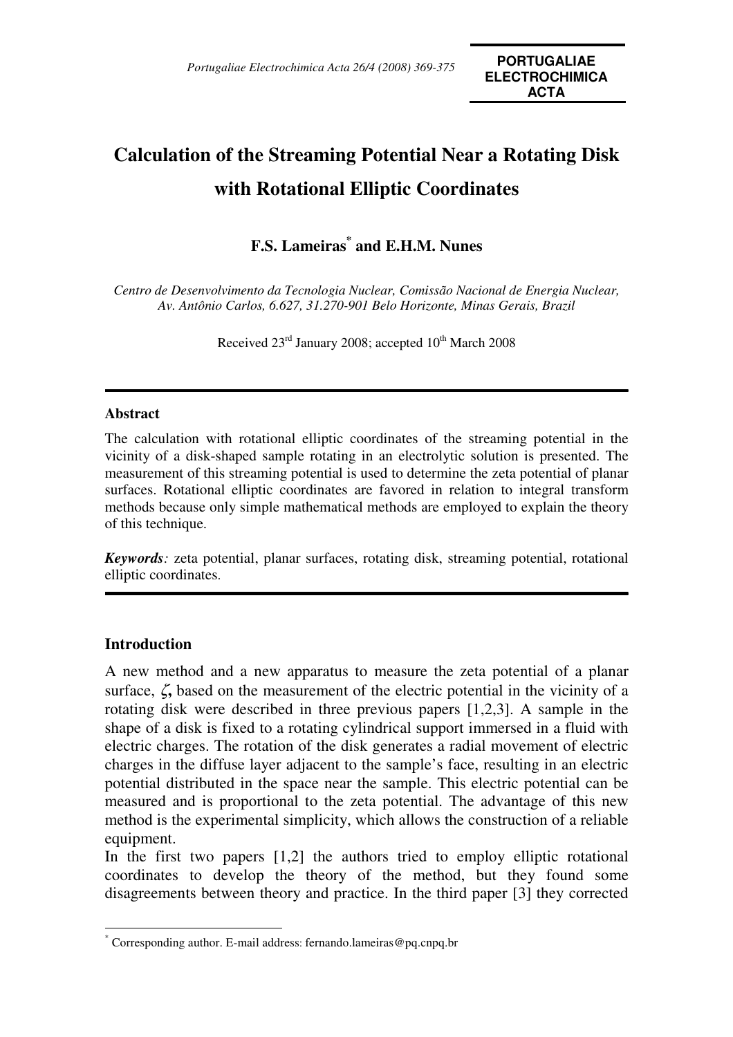# Calculation of the Streaming Potential Near a Rotating Disk with Rotational Elliptic Coordinates

**F.S. Lameiras*** **and E.H.M. Nunes**

*Centro de Desenvolvimento da Tecnologia Nuclear, Comissão Nacional de Energia Nuclear, Av. Antônio Carlos, 6.627, 31.270-901 Belo Horizonte, Minas Gerais, Brazil*

Received 23rd January 2008; accepted 10th March 2008

---

### Abstract

The calculation with rotational elliptic coordinates of the streaming potential in the vicinity of a disk-shaped sample rotating in an electrolytic solution is presented. The measurement of this streaming potential is used to determine the zeta potential of planar surfaces. Rotational elliptic coordinates are favored in relation to integral transform methods because only simple mathematical methods are employed to explain the theory of this technique.

***Keywords****:* zeta potential, planar surfaces, rotating disk, streaming potential, rotational elliptic coordinates.

---

## Introduction

A new method and a new apparatus to measure the zeta potential of a planar surface, $\zeta$, based on the measurement of the electric potential in the vicinity of a rotating disk were described in three previous papers [1,2,3]. A sample in the shape of a disk is fixed to a rotating cylindrical support immersed in a fluid with electric charges. The rotation of the disk generates a radial movement of electric charges in the diffuse layer adjacent to the sample's face, resulting in an electric potential distributed in the space near the sample. This electric potential can be measured and is proportional to the zeta potential. The advantage of this new method is the experimental simplicity, which allows the construction of a reliable equipment.

In the first two papers [1,2] the authors tried to employ elliptic rotational coordinates to develop the theory of the method, but they found some disagreements between theory and practice. In the third paper [3] they corrected

---

* Corresponding author. E-mail address: fernando.lameiras@pq.cnpq.br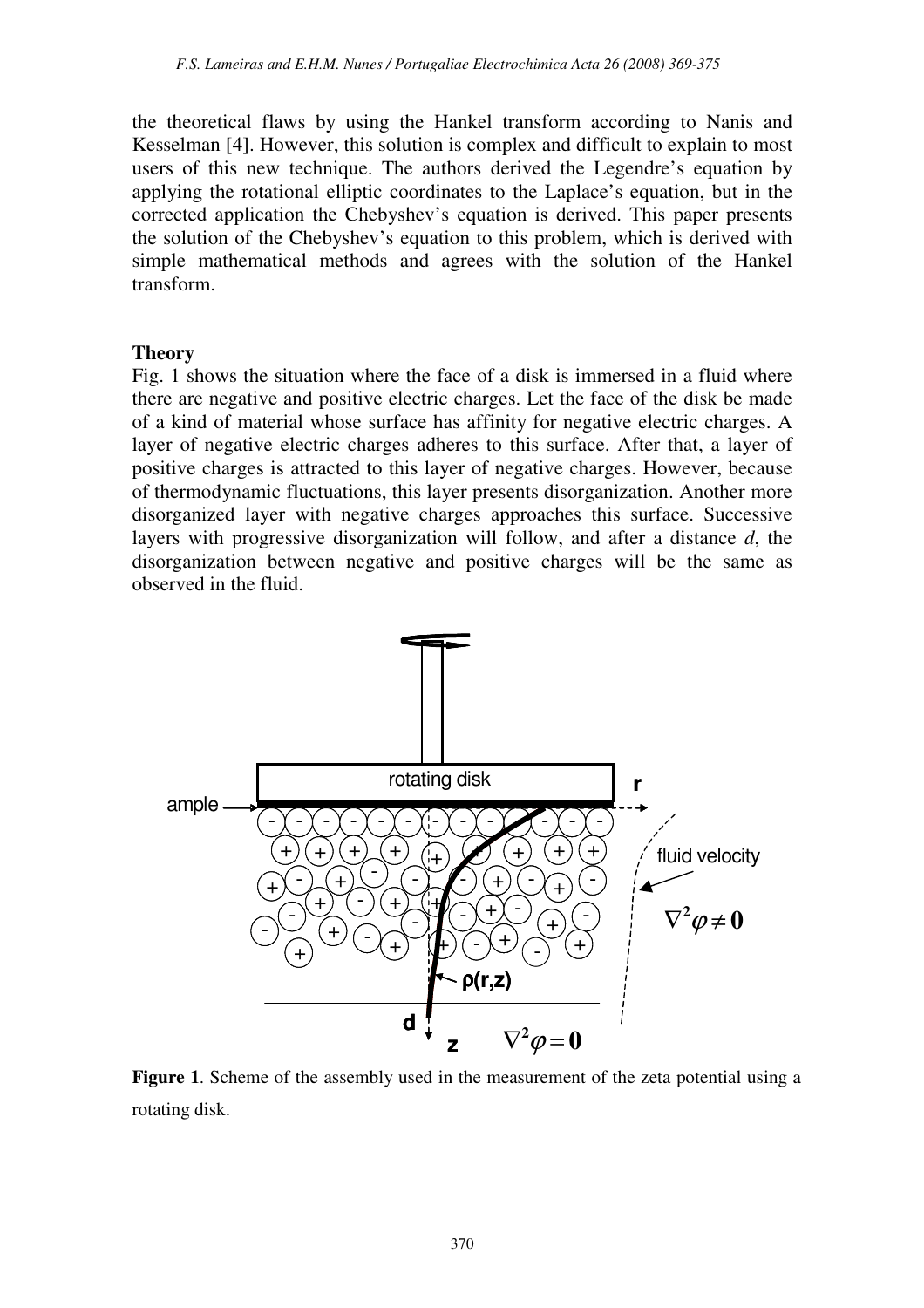the theoretical flaws by using the Hankel transform according to Nanis and Kesselman [4]. However, this solution is complex and difficult to explain to most users of this new technique. The authors derived the Legendre's equation by applying the rotational elliptic coordinates to the Laplace's equation, but in the corrected application the Chebyshev's equation is derived. This paper presents the solution of the Chebyshev's equation to this problem, which is derived with simple mathematical methods and agrees with the solution of the Hankel transform.

**Theory**

Fig. 1 shows the situation where the face of a disk is immersed in a fluid where there are negative and positive electric charges. Let the face of the disk be made of a kind of material whose surface has affinity for negative electric charges. A layer of negative electric charges adheres to this surface. After that, a layer of positive charges is attracted to this layer of negative charges. However, because of thermodynamic fluctuations, this layer presents disorganization. Another more disorganized layer with negative charges approaches this surface. Successive layers with progressive disorganization will follow, and after a distance $d$, the disorganization between negative and positive charges will be the same as observed in the fluid.

**Figure 1**. Scheme of the assembly used in the measurement of the zeta potential using a rotating disk.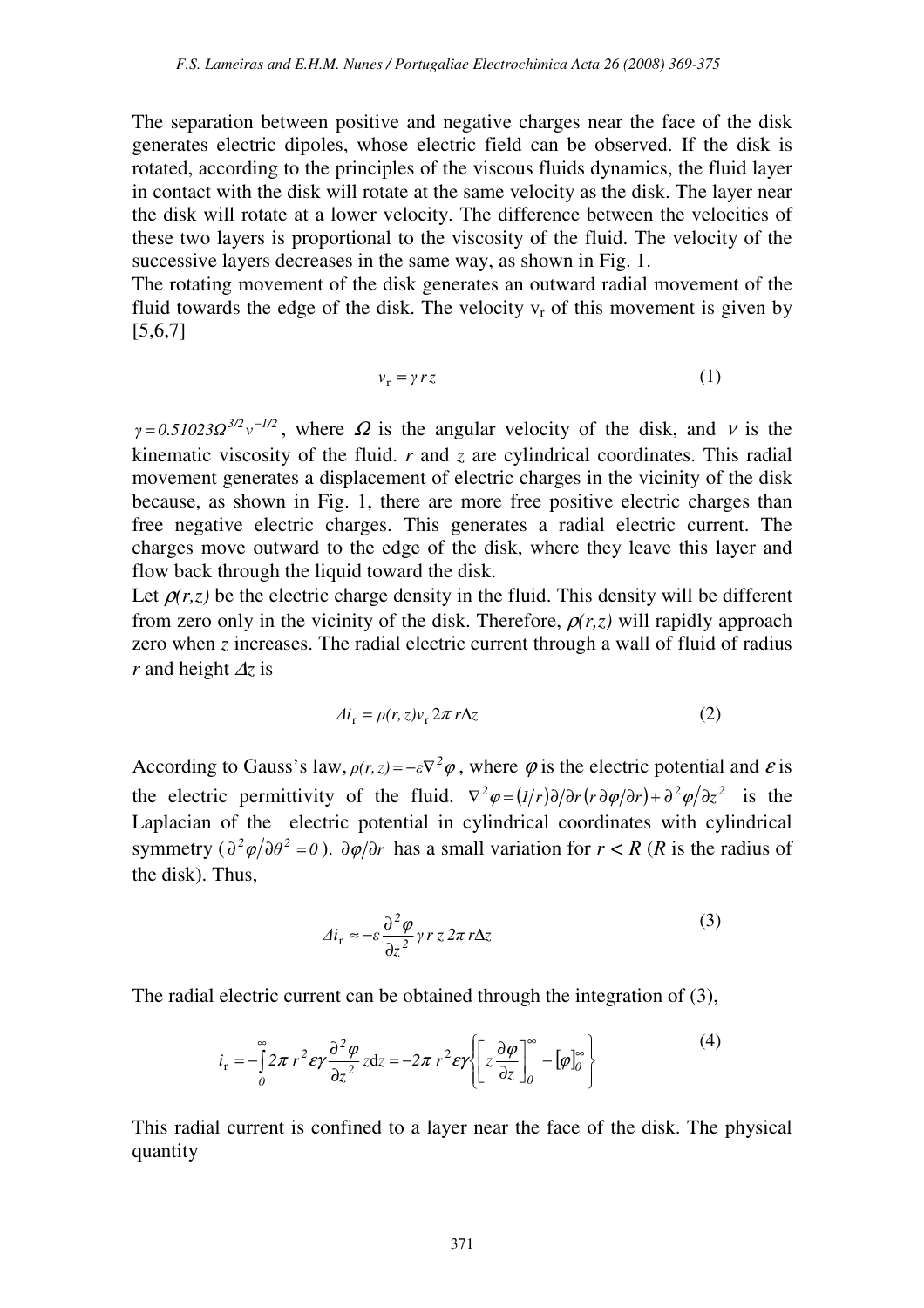The separation between positive and negative charges near the face of the disk generates electric dipoles, whose electric field can be observed. If the disk is rotated, according to the principles of the viscous fluids dynamics, the fluid layer in contact with the disk will rotate at the same velocity as the disk. The layer near the disk will rotate at a lower velocity. The difference between the velocities of these two layers is proportional to the viscosity of the fluid. The velocity of the successive layers decreases in the same way, as shown in Fig. 1.

The rotating movement of the disk generates an outward radial movement of the fluid towards the edge of the disk. The velocity $v_r$ of this movement is given by [5,6,7]

$$v_{\mathrm{r}} = \gamma \, r \, z \tag{1}$$

$\gamma = 0.51023\Omega^{3/2}\nu^{-1/2}$, where $\Omega$ is the angular velocity of the disk, and $\nu$ is the kinematic viscosity of the fluid. $r$ and $z$ are cylindrical coordinates. This radial movement generates a displacement of electric charges in the vicinity of the disk because, as shown in Fig. 1, there are more free positive electric charges than free negative electric charges. This generates a radial electric current. The charges move outward to the edge of the disk, where they leave this layer and flow back through the liquid toward the disk.

Let $\rho(r,z)$ be the electric charge density in the fluid. This density will be different from zero only in the vicinity of the disk. Therefore, $\rho(r,z)$ will rapidly approach zero when $z$ increases. The radial electric current through a wall of fluid of radius $r$ and height $\Delta z$ is

$$\Delta i_{\mathrm{r}} = \rho(r,z) v_{\mathrm{r}} \, 2\pi \, r \Delta z \tag{2}$$

According to Gauss's law, $\rho(r,z) = -\varepsilon \nabla^2 \varphi$, where $\varphi$ is the electric potential and $\varepsilon$ is the electric permittivity of the fluid. $\nabla^2 \varphi = (1/r)\partial/\partial r\left(r\,\partial\varphi/\partial r\right) + \partial^2\varphi/\partial z^2$ is the Laplacian of the electric potential in cylindrical coordinates with cylindrical symmetry ($\partial^2\varphi/\partial\theta^2 = 0$). $\partial\varphi/\partial r$ has a small variation for $r < R$ ($R$ is the radius of the disk). Thus,

$$\Delta i_{\mathrm{r}} \approx -\varepsilon \frac{\partial^2 \varphi}{\partial z^2} \gamma \, r \, z \, 2\pi \, r \Delta z \tag{3}$$

The radial electric current can be obtained through the integration of (3),

$$i_{\mathrm{r}} = -\int_0^{\infty} 2\pi \, r^2 \varepsilon \gamma \frac{\partial^2 \varphi}{\partial z^2} z \mathrm{d}z = -2\pi \, r^2 \varepsilon \gamma \left\{ \left[ z \frac{\partial \varphi}{\partial z} \right]_0^{\infty} - [\varphi]_0^{\infty} \right\} \tag{4}$$

This radial current is confined to a layer near the face of the disk. The physical quantity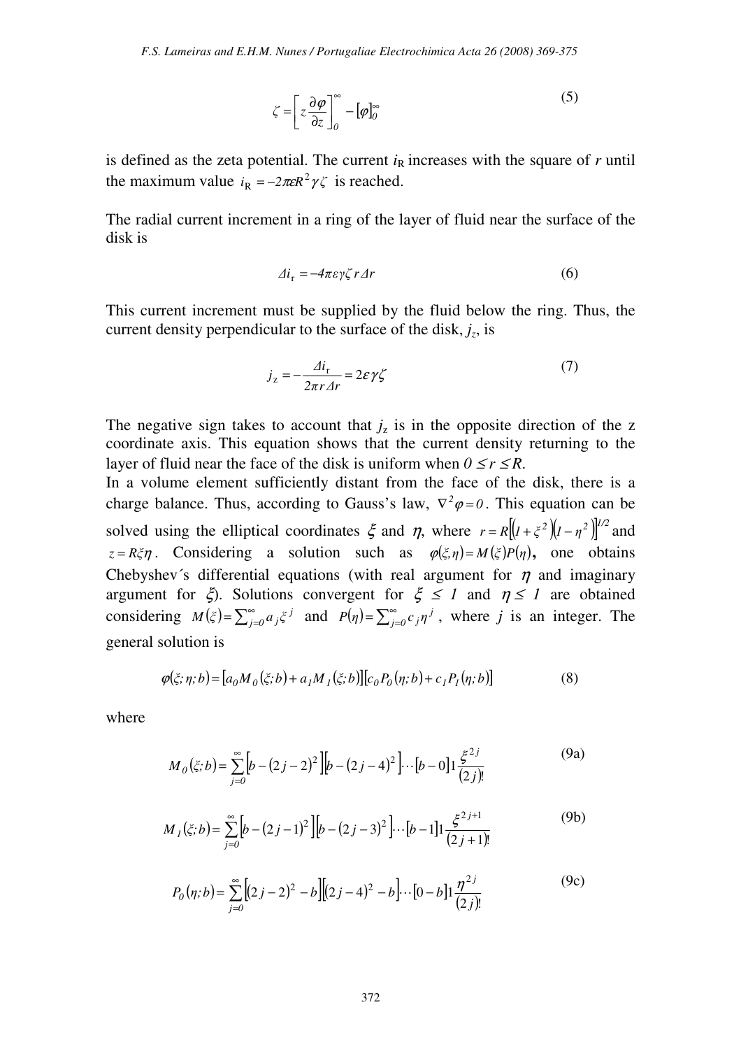$$\zeta = \left[ z \frac{\partial \varphi}{\partial z} \right]_0^\infty - [\varphi]_0^\infty \tag{5}$$

is defined as the zeta potential. The current $i_R$ increases with the square of $r$ until the maximum value $i_R = -2\pi\varepsilon R^2 \gamma \zeta$ is reached.

The radial current increment in a ring of the layer of fluid near the surface of the disk is

$$\Delta i_r = -4\pi\varepsilon\gamma\zeta\, r\, \Delta r \tag{6}$$

This current increment must be supplied by the fluid below the ring. Thus, the current density perpendicular to the surface of the disk, $j_z$, is

$$j_z = -\frac{\Delta i_r}{2\pi r \Delta r} = 2\varepsilon\gamma\zeta \tag{7}$$

The negative sign takes to account that $j_z$ is in the opposite direction of the z coordinate axis. This equation shows that the current density returning to the layer of fluid near the face of the disk is uniform when $0 \leq r \leq R$.

In a volume element sufficiently distant from the face of the disk, there is a charge balance. Thus, according to Gauss's law, $\nabla^2 \varphi = 0$. This equation can be solved using the elliptical coordinates $\xi$ and $\eta$, where $r = R\left[\left(1+\xi^2\right)\left(1-\eta^2\right)\right]^{1/2}$ and $z = R\xi\eta$. Considering a solution such as $\varphi(\xi,\eta) = M(\xi)P(\eta)$, one obtains Chebyshev´s differential equations (with real argument for $\eta$ and imaginary argument for $\xi$). Solutions convergent for $\xi \leq 1$ and $\eta \leq 1$ are obtained considering $M(\xi) = \sum_{j=0}^{\infty} a_j \xi^j$ and $P(\eta) = \sum_{j=0}^{\infty} c_j \eta^j$, where $j$ is an integer. The general solution is

$$\varphi(\xi;\eta;b) = \left[a_0 M_0(\xi;b) + a_1 M_1(\xi;b)\right]\left[c_0 P_0(\eta;b) + c_1 P_1(\eta;b)\right] \tag{8}$$

where

$$M_0(\xi;b) = \sum_{j=0}^{\infty} \left[b - (2j-2)^2\right]\left[b - (2j-4)^2\right] \cdots \left[b - 0\right] 1 \frac{\xi^{2j}}{(2j)!} \tag{9a}$$

$$M_1(\xi;b) = \sum_{j=0}^{\infty} \left[b - (2j-1)^2\right]\left[b - (2j-3)^2\right] \cdots \left[b - 1\right] 1 \frac{\xi^{2j+1}}{(2j+1)!} \tag{9b}$$

$$P_0(\eta;b) = \sum_{j=0}^{\infty} \left[(2j-2)^2 - b\right]\left[(2j-4)^2 - b\right] \cdots \left[0 - b\right] 1 \frac{\eta^{2j}}{(2j)!} \tag{9c}$$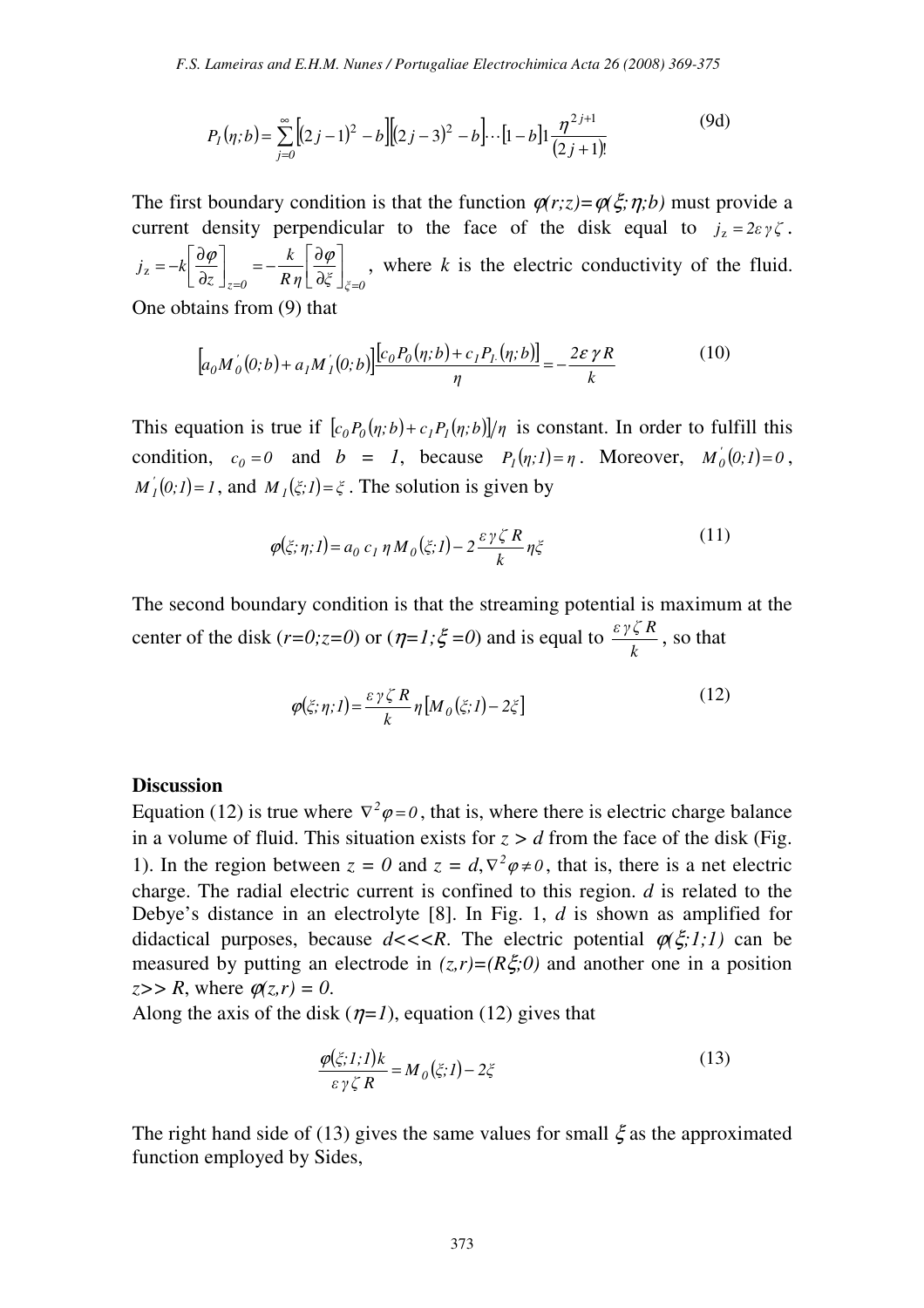$$P_1(\eta;b) = \sum_{j=0}^{\infty} \left[(2j-1)^2 - b\right]\left[(2j-3)^2 - b\right] \cdots \left[1-b\right] 1 \frac{\eta^{2j+1}}{(2j+1)!} \tag{9d}$$

The first boundary condition is that the function $\varphi(r;z)=\varphi(\xi;\eta;b)$ must provide a current density perpendicular to the face of the disk equal to $j_z = 2\varepsilon\gamma\zeta$. $j_z = -k\left[\frac{\partial \varphi}{\partial z}\right]_{z=0} = -\frac{k}{R\eta}\left[\frac{\partial \varphi}{\partial \xi}\right]_{\xi=0}$, where $k$ is the electric conductivity of the fluid. One obtains from (9) that

$$\left[a_0 M_0^{'}(0;b) + a_1 M_1^{'}(0;b)\right] \frac{\left[c_0 P_0(\eta;b) + c_1 P_1(\eta;b)\right]}{\eta} = -\frac{2\varepsilon\gamma R}{k} \tag{10}$$

This equation is true if $\left[c_0 P_0(\eta;b) + c_1 P_1(\eta;b)\right]/\eta$ is constant. In order to fulfill this condition, $c_0 = 0$ and $b = 1$, because $P_1(\eta;1) = \eta$. Moreover, $M_0^{'}(0;1) = 0$, $M_1^{'}(0;1) = 1$, and $M_1(\xi;1) = \xi$. The solution is given by

$$\varphi(\xi;\eta;1) = a_0\, c_1\, \eta\, M_0(\xi;1) - 2\frac{\varepsilon\gamma\zeta R}{k}\eta\xi \tag{11}$$

The second boundary condition is that the streaming potential is maximum at the center of the disk ($r=0;z=0$) or ($\eta=1;\xi=0$) and is equal to $\frac{\varepsilon\gamma\zeta R}{k}$, so that

$$\varphi(\xi;\eta;1) = \frac{\varepsilon\gamma\zeta R}{k}\eta\left[M_0(\xi;1) - 2\xi\right] \tag{12}$$

**Discussion**

Equation (12) is true where $\nabla^2\varphi = 0$, that is, where there is electric charge balance in a volume of fluid. This situation exists for $z > d$ from the face of the disk (Fig. 1). In the region between $z = 0$ and $z = d, \nabla^2\varphi \neq 0$, that is, there is a net electric charge. The radial electric current is confined to this region. $d$ is related to the Debye's distance in an electrolyte [8]. In Fig. 1, $d$ is shown as amplified for didactical purposes, because $d \lll R$. The electric potential $\varphi(\xi;1;1)$ can be measured by putting an electrode in $(z,r)=(R\xi;0)$ and another one in a position $z \gg R$, where $\varphi(z,r) = 0$.

Along the axis of the disk ($\eta=1$), equation (12) gives that

$$\frac{\varphi(\xi;1;1)k}{\varepsilon\gamma\zeta R} = M_0(\xi;1) - 2\xi \tag{13}$$

The right hand side of (13) gives the same values for small $\xi$ as the approximated function employed by Sides,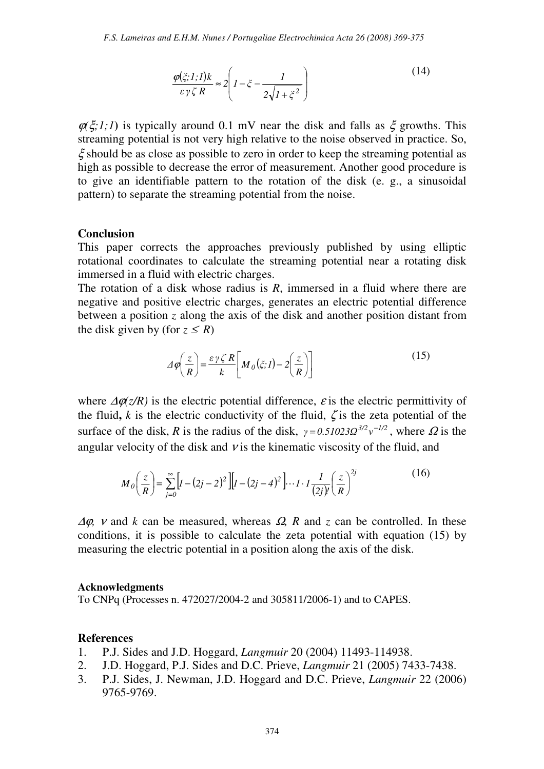$$\frac{\varphi(\xi;1;1)k}{\varepsilon\gamma\zeta R} \approx 2\left(1-\xi-\frac{1}{2\sqrt{1+\xi^2}}\right) \tag{14}$$

$\varphi(\xi;1;1)$ is typically around 0.1 mV near the disk and falls as $\xi$ growths. This streaming potential is not very high relative to the noise observed in practice. So, $\xi$ should be as close as possible to zero in order to keep the streaming potential as high as possible to decrease the error of measurement. Another good procedure is to give an identifiable pattern to the rotation of the disk (e. g., a sinusoidal pattern) to separate the streaming potential from the noise.

## Conclusion

This paper corrects the approaches previously published by using elliptic rotational coordinates to calculate the streaming potential near a rotating disk immersed in a fluid with electric charges.

The rotation of a disk whose radius is $R$, immersed in a fluid where there are negative and positive electric charges, generates an electric potential difference between a position $z$ along the axis of the disk and another position distant from the disk given by (for $z \leq R$)

$$\Delta\varphi\left(\frac{z}{R}\right) = \frac{\varepsilon\gamma\zeta R}{k}\left[M_0(\xi;1) - 2\left(\frac{z}{R}\right)\right] \tag{15}$$

where $\Delta\varphi(z/R)$ is the electric potential difference, $\varepsilon$ is the electric permittivity of the fluid, $k$ is the electric conductivity of the fluid, $\zeta$ is the zeta potential of the surface of the disk, $R$ is the radius of the disk, $\gamma = 0.51023\Omega^{3/2}\nu^{-1/2}$, where $\Omega$ is the angular velocity of the disk and $\nu$ is the kinematic viscosity of the fluid, and

$$M_0\left(\frac{z}{R}\right) = \sum_{j=0}^{\infty}\left[1-(2j-2)^2\right]\left[1-(2j-4)^2\right]\cdots 1\cdot 1\frac{1}{(2j)!}\left(\frac{z}{R}\right)^{2j} \tag{16}$$

$\Delta\varphi$, $\nu$ and $k$ can be measured, whereas $\Omega$, $R$ and $z$ can be controlled. In these conditions, it is possible to calculate the zeta potential with equation (15) by measuring the electric potential in a position along the axis of the disk.

### Acknowledgments

To CNPq (Processes n. 472027/2004-2 and 305811/2006-1) and to CAPES.

## References

1. P.J. Sides and J.D. Hoggard, *Langmuir* 20 (2004) 11493-114938.
2. J.D. Hoggard, P.J. Sides and D.C. Prieve, *Langmuir* 21 (2005) 7433-7438.
3. P.J. Sides, J. Newman, J.D. Hoggard and D.C. Prieve, *Langmuir* 22 (2006) 9765-9769.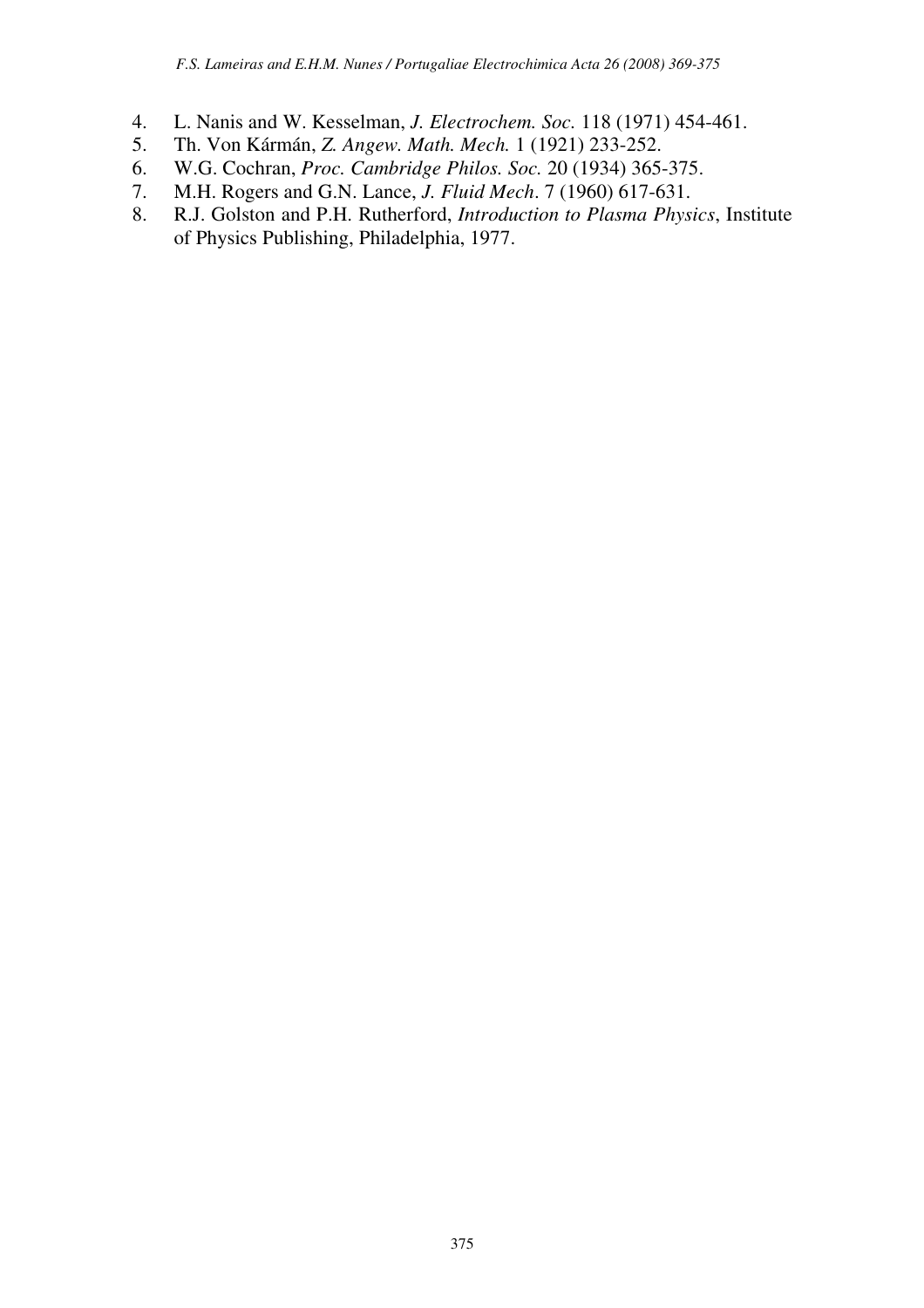4. L. Nanis and W. Kesselman, *J. Electrochem. Soc.* 118 (1971) 454-461.
5. Th. Von Kármán, *Z. Angew. Math. Mech.* 1 (1921) 233-252.
6. W.G. Cochran, *Proc. Cambridge Philos. Soc.* 20 (1934) 365-375.
7. M.H. Rogers and G.N. Lance, *J. Fluid Mech*. 7 (1960) 617-631.
8. R.J. Golston and P.H. Rutherford, *Introduction to Plasma Physics*, Institute of Physics Publishing, Philadelphia, 1977.